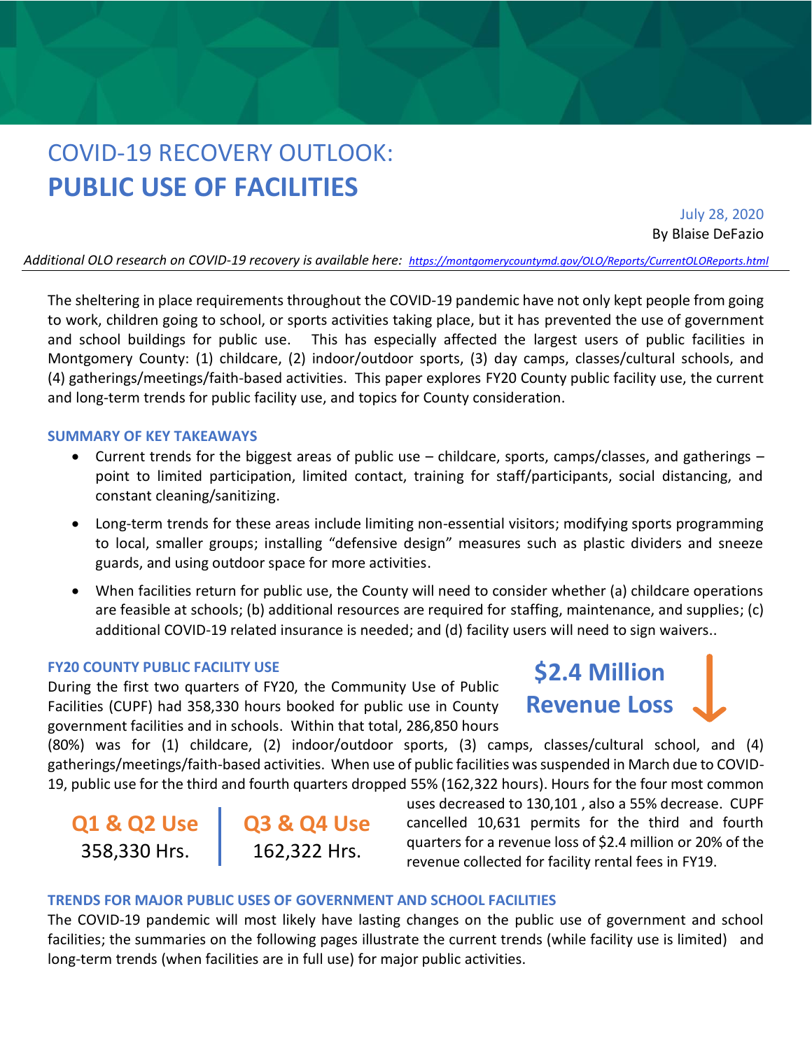# COVID-19 RECOVERY OUTLOOK:
# PUBLIC USE OF FACILITIES

July 28, 2020
By Blaise DeFazio

*Additional OLO research on COVID-19 recovery is available here: https://montgomerycountymd.gov/OLO/Reports/CurrentOLOReports.html*

The sheltering in place requirements throughout the COVID-19 pandemic have not only kept people from going to work, children going to school, or sports activities taking place, but it has prevented the use of government and school buildings for public use. This has especially affected the largest users of public facilities in Montgomery County: (1) childcare, (2) indoor/outdoor sports, (3) day camps, classes/cultural schools, and (4) gatherings/meetings/faith-based activities. This paper explores FY20 County public facility use, the current and long-term trends for public facility use, and topics for County consideration.

### SUMMARY OF KEY TAKEAWAYS

- Current trends for the biggest areas of public use – childcare, sports, camps/classes, and gatherings – point to limited participation, limited contact, training for staff/participants, social distancing, and constant cleaning/sanitizing.
- Long-term trends for these areas include limiting non-essential visitors; modifying sports programming to local, smaller groups; installing "defensive design" measures such as plastic dividers and sneeze guards, and using outdoor space for more activities.
- When facilities return for public use, the County will need to consider whether (a) childcare operations are feasible at schools; (b) additional resources are required for staffing, maintenance, and supplies; (c) additional COVID-19 related insurance is needed; and (d) facility users will need to sign waivers..

### FY20 COUNTY PUBLIC FACILITY USE

**$2.4 Million Revenue Loss**

During the first two quarters of FY20, the Community Use of Public Facilities (CUPF) had 358,330 hours booked for public use in County government facilities and in schools. Within that total, 286,850 hours (80%) was for (1) childcare, (2) indoor/outdoor sports, (3) camps, classes/cultural school, and (4) gatherings/meetings/faith-based activities. When use of public facilities was suspended in March due to COVID-19, public use for the third and fourth quarters dropped 55% (162,322 hours). Hours for the four most common uses decreased to 130,101 , also a 55% decrease. CUPF cancelled 10,631 permits for the third and fourth quarters for a revenue loss of $2.4 million or 20% of the revenue collected for facility rental fees in FY19.

| **Q1 & Q2 Use** | **Q3 & Q4 Use** |
|---|---|
| 358,330 Hrs. | 162,322 Hrs. |

### TRENDS FOR MAJOR PUBLIC USES OF GOVERNMENT AND SCHOOL FACILITIES

The COVID-19 pandemic will most likely have lasting changes on the public use of government and school facilities; the summaries on the following pages illustrate the current trends (while facility use is limited) and long-term trends (when facilities are in full use) for major public activities.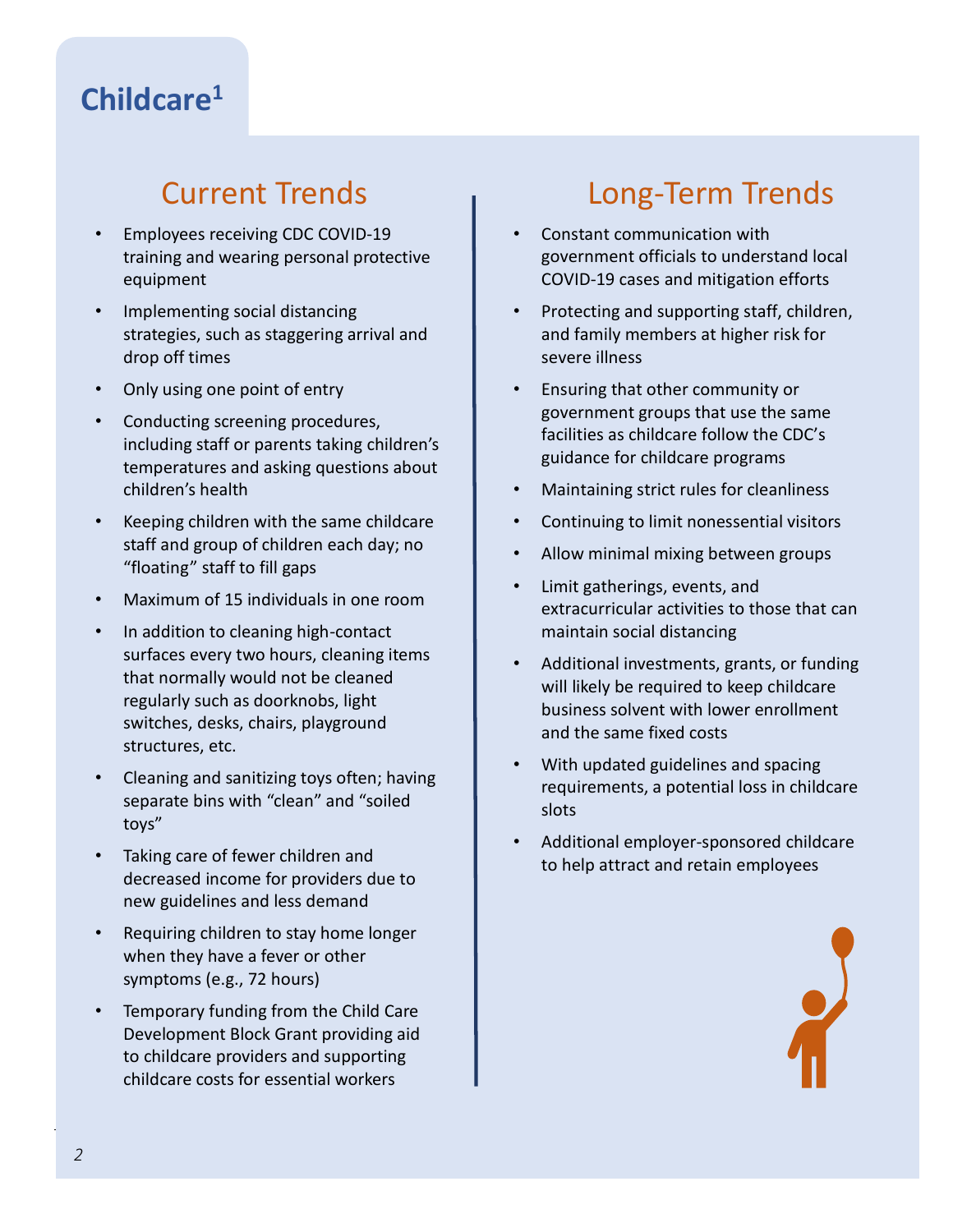# Childcare[1]

## Current Trends

- Employees receiving CDC COVID-19 training and wearing personal protective equipment
- Implementing social distancing strategies, such as staggering arrival and drop off times
- Only using one point of entry
- Conducting screening procedures, including staff or parents taking children's temperatures and asking questions about children's health
- Keeping children with the same childcare staff and group of children each day; no "floating" staff to fill gaps
- Maximum of 15 individuals in one room
- In addition to cleaning high-contact surfaces every two hours, cleaning items that normally would not be cleaned regularly such as doorknobs, light switches, desks, chairs, playground structures, etc.
- Cleaning and sanitizing toys often; having separate bins with "clean" and "soiled toys"
- Taking care of fewer children and decreased income for providers due to new guidelines and less demand
- Requiring children to stay home longer when they have a fever or other symptoms (e.g., 72 hours)
- Temporary funding from the Child Care Development Block Grant providing aid to childcare providers and supporting childcare costs for essential workers

## Long-Term Trends

- Constant communication with government officials to understand local COVID-19 cases and mitigation efforts
- Protecting and supporting staff, children, and family members at higher risk for severe illness
- Ensuring that other community or government groups that use the same facilities as childcare follow the CDC's guidance for childcare programs
- Maintaining strict rules for cleanliness
- Continuing to limit nonessential visitors
- Allow minimal mixing between groups
- Limit gatherings, events, and extracurricular activities to those that can maintain social distancing
- Additional investments, grants, or funding will likely be required to keep childcare business solvent with lower enrollment and the same fixed costs
- With updated guidelines and spacing requirements, a potential loss in childcare slots
- Additional employer-sponsored childcare to help attract and retain employees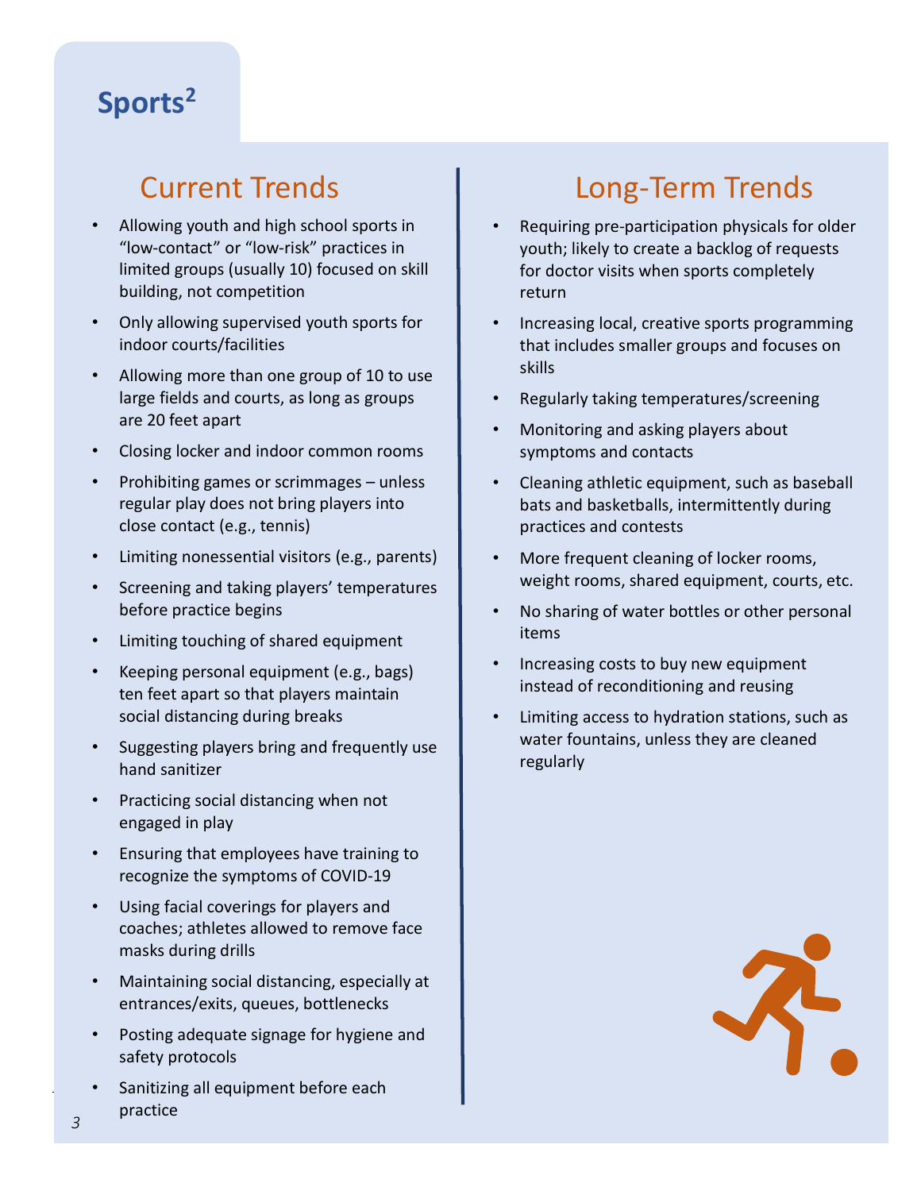# Sports[2]

## Current Trends

- Allowing youth and high school sports in "low-contact" or "low-risk" practices in limited groups (usually 10) focused on skill building, not competition
- Only allowing supervised youth sports for indoor courts/facilities
- Allowing more than one group of 10 to use large fields and courts, as long as groups are 20 feet apart
- Closing locker and indoor common rooms
- Prohibiting games or scrimmages – unless regular play does not bring players into close contact (e.g., tennis)
- Limiting nonessential visitors (e.g., parents)
- Screening and taking players' temperatures before practice begins
- Limiting touching of shared equipment
- Keeping personal equipment (e.g., bags) ten feet apart so that players maintain social distancing during breaks
- Suggesting players bring and frequently use hand sanitizer
- Practicing social distancing when not engaged in play
- Ensuring that employees have training to recognize the symptoms of COVID-19
- Using facial coverings for players and coaches; athletes allowed to remove face masks during drills
- Maintaining social distancing, especially at entrances/exits, queues, bottlenecks
- Posting adequate signage for hygiene and safety protocols
- Sanitizing all equipment before each practice

## Long-Term Trends

- Requiring pre-participation physicals for older youth; likely to create a backlog of requests for doctor visits when sports completely return
- Increasing local, creative sports programming that includes smaller groups and focuses on skills
- Regularly taking temperatures/screening
- Monitoring and asking players about symptoms and contacts
- Cleaning athletic equipment, such as baseball bats and basketballs, intermittently during practices and contests
- More frequent cleaning of locker rooms, weight rooms, shared equipment, courts, etc.
- No sharing of water bottles or other personal items
- Increasing costs to buy new equipment instead of reconditioning and reusing
- Limiting access to hydration stations, such as water fountains, unless they are cleaned regularly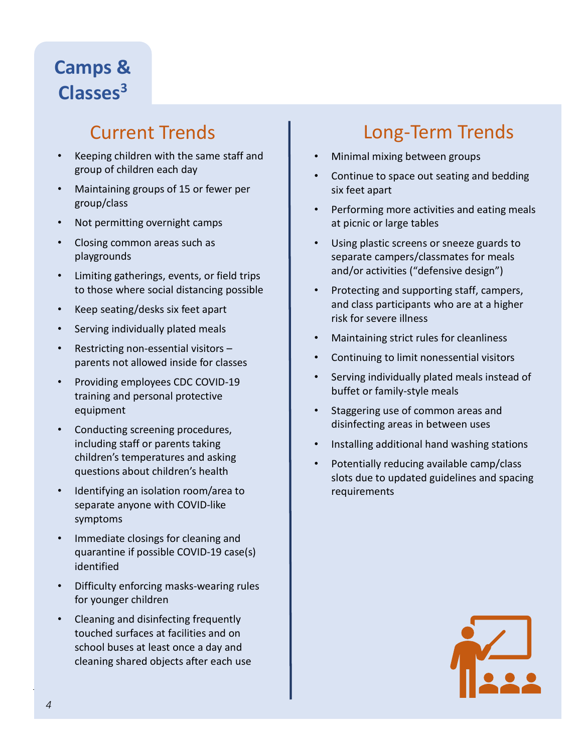# Camps & Classes[3]

## Current Trends

- Keeping children with the same staff and group of children each day
- Maintaining groups of 15 or fewer per group/class
- Not permitting overnight camps
- Closing common areas such as playgrounds
- Limiting gatherings, events, or field trips to those where social distancing possible
- Keep seating/desks six feet apart
- Serving individually plated meals
- Restricting non-essential visitors – parents not allowed inside for classes
- Providing employees CDC COVID-19 training and personal protective equipment
- Conducting screening procedures, including staff or parents taking children's temperatures and asking questions about children's health
- Identifying an isolation room/area to separate anyone with COVID-like symptoms
- Immediate closings for cleaning and quarantine if possible COVID-19 case(s) identified
- Difficulty enforcing masks-wearing rules for younger children
- Cleaning and disinfecting frequently touched surfaces at facilities and on school buses at least once a day and cleaning shared objects after each use

## Long-Term Trends

- Minimal mixing between groups
- Continue to space out seating and bedding six feet apart
- Performing more activities and eating meals at picnic or large tables
- Using plastic screens or sneeze guards to separate campers/classmates for meals and/or activities ("defensive design")
- Protecting and supporting staff, campers, and class participants who are at a higher risk for severe illness
- Maintaining strict rules for cleanliness
- Continuing to limit nonessential visitors
- Serving individually plated meals instead of buffet or family-style meals
- Staggering use of common areas and disinfecting areas in between uses
- Installing additional hand washing stations
- Potentially reducing available camp/class slots due to updated guidelines and spacing requirements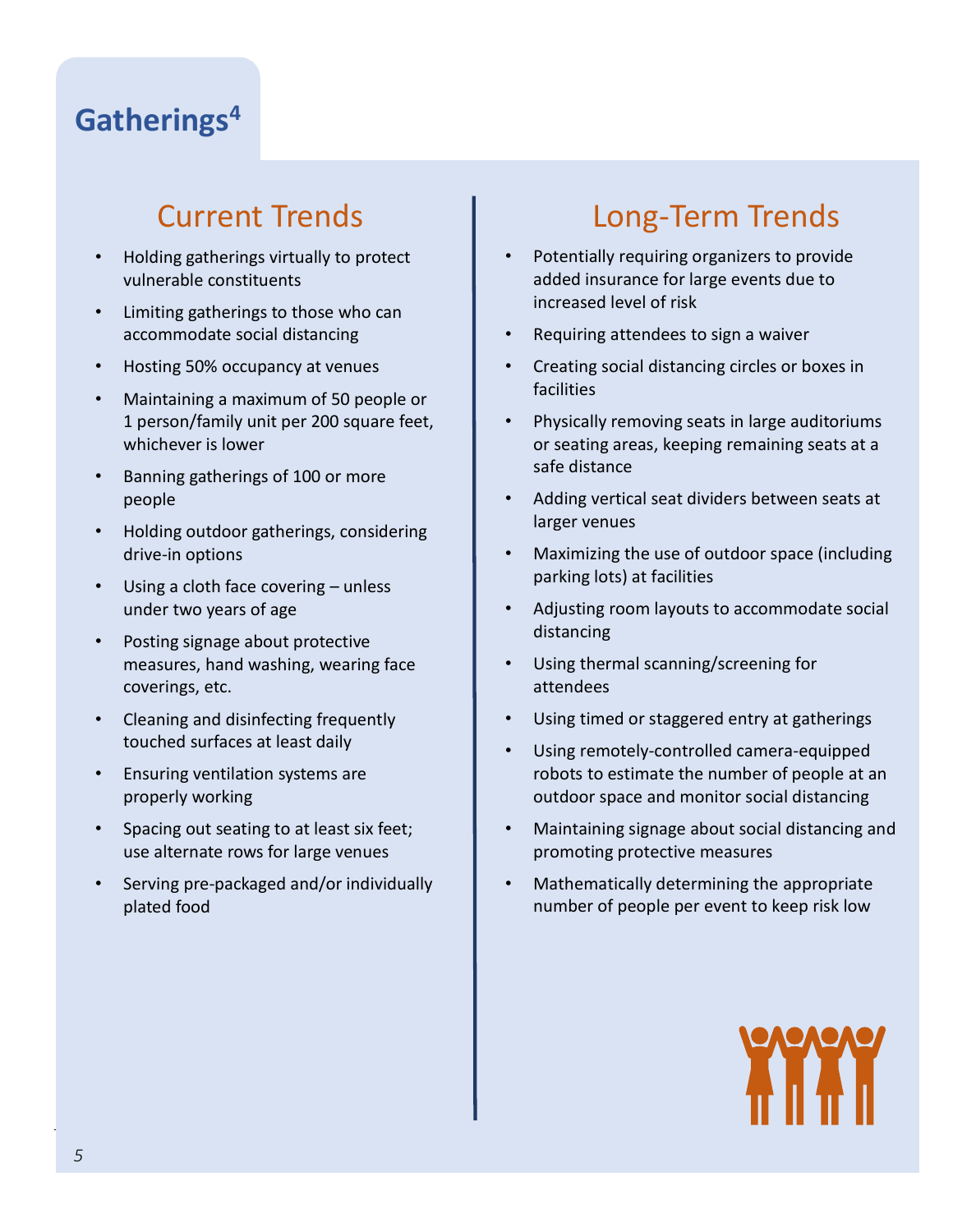# Gatherings[4]

## Current Trends

- Holding gatherings virtually to protect vulnerable constituents
- Limiting gatherings to those who can accommodate social distancing
- Hosting 50% occupancy at venues
- Maintaining a maximum of 50 people or 1 person/family unit per 200 square feet, whichever is lower
- Banning gatherings of 100 or more people
- Holding outdoor gatherings, considering drive-in options
- Using a cloth face covering – unless under two years of age
- Posting signage about protective measures, hand washing, wearing face coverings, etc.
- Cleaning and disinfecting frequently touched surfaces at least daily
- Ensuring ventilation systems are properly working
- Spacing out seating to at least six feet; use alternate rows for large venues
- Serving pre-packaged and/or individually plated food

## Long-Term Trends

- Potentially requiring organizers to provide added insurance for large events due to increased level of risk
- Requiring attendees to sign a waiver
- Creating social distancing circles or boxes in facilities
- Physically removing seats in large auditoriums or seating areas, keeping remaining seats at a safe distance
- Adding vertical seat dividers between seats at larger venues
- Maximizing the use of outdoor space (including parking lots) at facilities
- Adjusting room layouts to accommodate social distancing
- Using thermal scanning/screening for attendees
- Using timed or staggered entry at gatherings
- Using remotely-controlled camera-equipped robots to estimate the number of people at an outdoor space and monitor social distancing
- Maintaining signage about social distancing and promoting protective measures
- Mathematically determining the appropriate number of people per event to keep risk low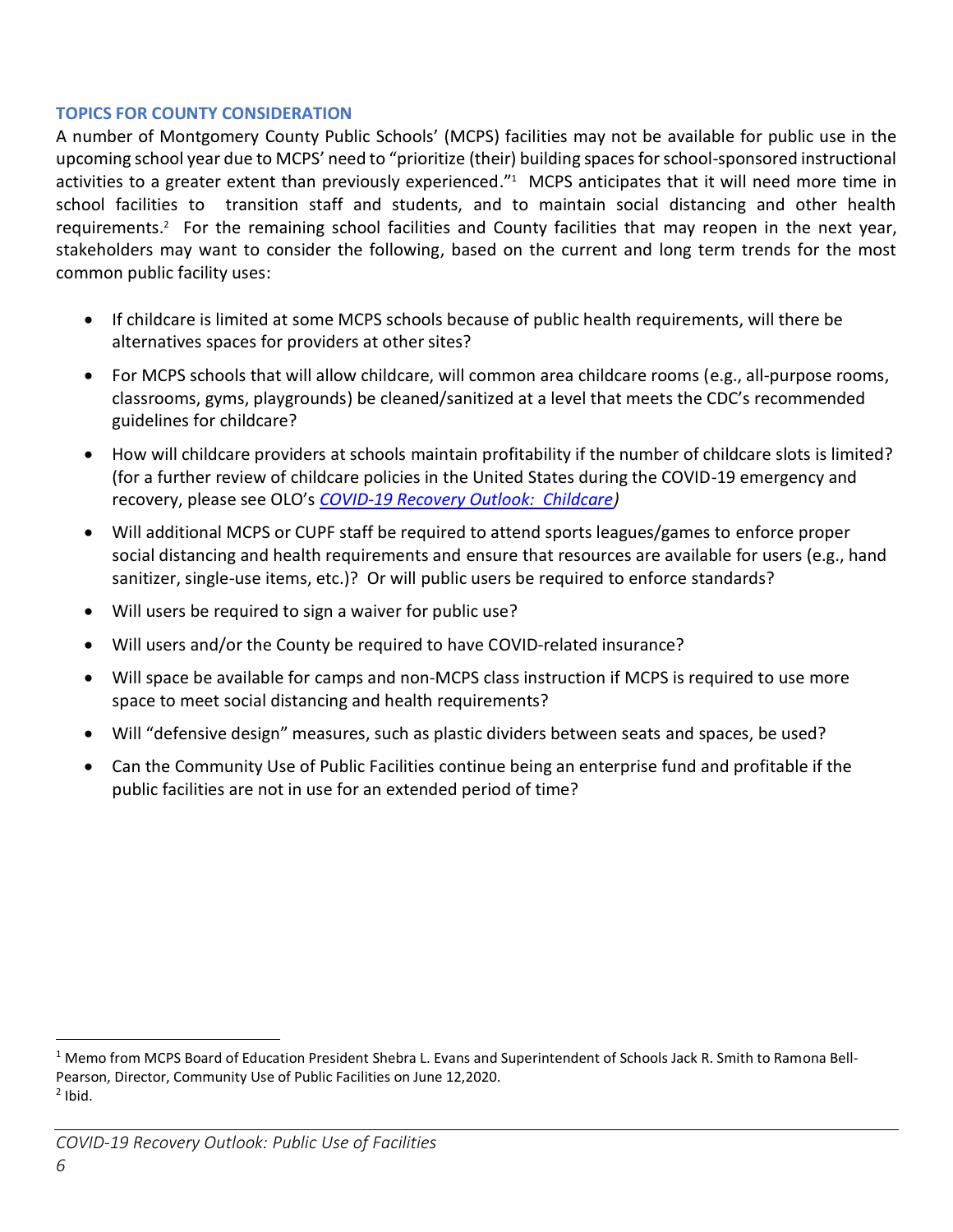### TOPICS FOR COUNTY CONSIDERATION

A number of Montgomery County Public Schools' (MCPS) facilities may not be available for public use in the upcoming school year due to MCPS' need to "prioritize (their) building spaces for school-sponsored instructional activities to a greater extent than previously experienced."[1] MCPS anticipates that it will need more time in school facilities to transition staff and students, and to maintain social distancing and other health requirements.[2] For the remaining school facilities and County facilities that may reopen in the next year, stakeholders may want to consider the following, based on the current and long term trends for the most common public facility uses:

- If childcare is limited at some MCPS schools because of public health requirements, will there be alternatives spaces for providers at other sites?
- For MCPS schools that will allow childcare, will common area childcare rooms (e.g., all-purpose rooms, classrooms, gyms, playgrounds) be cleaned/sanitized at a level that meets the CDC's recommended guidelines for childcare?
- How will childcare providers at schools maintain profitability if the number of childcare slots is limited? (for a further review of childcare policies in the United States during the COVID-19 emergency and recovery, please see OLO's *COVID-19 Recovery Outlook: Childcare*)
- Will additional MCPS or CUPF staff be required to attend sports leagues/games to enforce proper social distancing and health requirements and ensure that resources are available for users (e.g., hand sanitizer, single-use items, etc.)? Or will public users be required to enforce standards?
- Will users be required to sign a waiver for public use?
- Will users and/or the County be required to have COVID-related insurance?
- Will space be available for camps and non-MCPS class instruction if MCPS is required to use more space to meet social distancing and health requirements?
- Will "defensive design" measures, such as plastic dividers between seats and spaces, be used?
- Can the Community Use of Public Facilities continue being an enterprise fund and profitable if the public facilities are not in use for an extended period of time?

---

[1] Memo from MCPS Board of Education President Shebra L. Evans and Superintendent of Schools Jack R. Smith to Ramona Bell-Pearson, Director, Community Use of Public Facilities on June 12,2020.

[2] Ibid.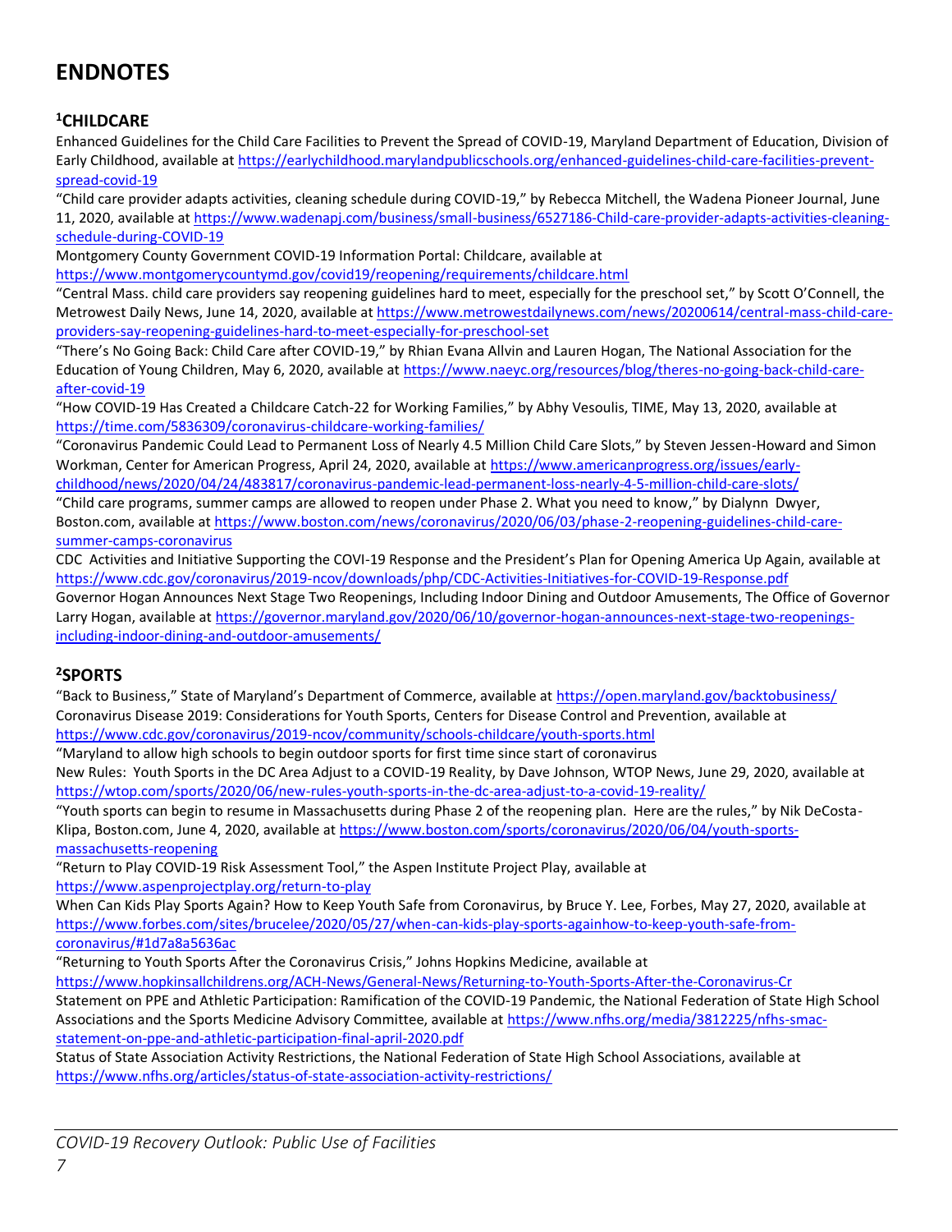# ENDNOTES

## [1]CHILDCARE

Enhanced Guidelines for the Child Care Facilities to Prevent the Spread of COVID-19, Maryland Department of Education, Division of Early Childhood, available at https://earlychildhood.marylandpublicschools.org/enhanced-guidelines-child-care-facilities-prevent-spread-covid-19

"Child care provider adapts activities, cleaning schedule during COVID-19," by Rebecca Mitchell, the Wadena Pioneer Journal, June 11, 2020, available at https://www.wadenapj.com/business/small-business/6527186-Child-care-provider-adapts-activities-cleaning-schedule-during-COVID-19

Montgomery County Government COVID-19 Information Portal: Childcare, available at https://www.montgomerycountymd.gov/covid19/reopening/requirements/childcare.html

"Central Mass. child care providers say reopening guidelines hard to meet, especially for the preschool set," by Scott O'Connell, the Metrowest Daily News, June 14, 2020, available at https://www.metrowestdailynews.com/news/20200614/central-mass-child-care-providers-say-reopening-guidelines-hard-to-meet-especially-for-preschool-set

"There's No Going Back: Child Care after COVID-19," by Rhian Evana Allvin and Lauren Hogan, The National Association for the Education of Young Children, May 6, 2020, available at https://www.naeyc.org/resources/blog/theres-no-going-back-child-care-after-covid-19

"How COVID-19 Has Created a Childcare Catch-22 for Working Families," by Abhy Vesoulis, TIME, May 13, 2020, available at https://time.com/5836309/coronavirus-childcare-working-families/

"Coronavirus Pandemic Could Lead to Permanent Loss of Nearly 4.5 Million Child Care Slots," by Steven Jessen-Howard and Simon Workman, Center for American Progress, April 24, 2020, available at https://www.americanprogress.org/issues/early-childhood/news/2020/04/24/483817/coronavirus-pandemic-lead-permanent-loss-nearly-4-5-million-child-care-slots/

"Child care programs, summer camps are allowed to reopen under Phase 2. What you need to know," by Dialynn Dwyer, Boston.com, available at https://www.boston.com/news/coronavirus/2020/06/03/phase-2-reopening-guidelines-child-care-summer-camps-coronavirus

CDC Activities and Initiative Supporting the COVI-19 Response and the President's Plan for Opening America Up Again, available at https://www.cdc.gov/coronavirus/2019-ncov/downloads/php/CDC-Activities-Initiatives-for-COVID-19-Response.pdf

Governor Hogan Announces Next Stage Two Reopenings, Including Indoor Dining and Outdoor Amusements, The Office of Governor Larry Hogan, available at https://governor.maryland.gov/2020/06/10/governor-hogan-announces-next-stage-two-reopenings-including-indoor-dining-and-outdoor-amusements/

## [2]SPORTS

"Back to Business," State of Maryland's Department of Commerce, available at https://open.maryland.gov/backtobusiness/

Coronavirus Disease 2019: Considerations for Youth Sports, Centers for Disease Control and Prevention, available at https://www.cdc.gov/coronavirus/2019-ncov/community/schools-childcare/youth-sports.html

"Maryland to allow high schools to begin outdoor sports for first time since start of coronavirus

New Rules: Youth Sports in the DC Area Adjust to a COVID-19 Reality, by Dave Johnson, WTOP News, June 29, 2020, available at https://wtop.com/sports/2020/06/new-rules-youth-sports-in-the-dc-area-adjust-to-a-covid-19-reality/

"Youth sports can begin to resume in Massachusetts during Phase 2 of the reopening plan. Here are the rules," by Nik DeCosta-Klipa, Boston.com, June 4, 2020, available at https://www.boston.com/sports/coronavirus/2020/06/04/youth-sports-massachusetts-reopening

"Return to Play COVID-19 Risk Assessment Tool," the Aspen Institute Project Play, available at https://www.aspenprojectplay.org/return-to-play

When Can Kids Play Sports Again? How to Keep Youth Safe from Coronavirus, by Bruce Y. Lee, Forbes, May 27, 2020, available at https://www.forbes.com/sites/brucelee/2020/05/27/when-can-kids-play-sports-againhow-to-keep-youth-safe-from-coronavirus/#1d7a8a5636ac

"Returning to Youth Sports After the Coronavirus Crisis," Johns Hopkins Medicine, available at https://www.hopkinsallchildrens.org/ACH-News/General-News/Returning-to-Youth-Sports-After-the-Coronavirus-Cr

Statement on PPE and Athletic Participation: Ramification of the COVID-19 Pandemic, the National Federation of State High School Associations and the Sports Medicine Advisory Committee, available at https://www.nfhs.org/media/3812225/nfhs-smac-statement-on-ppe-and-athletic-participation-final-april-2020.pdf

Status of State Association Activity Restrictions, the National Federation of State High School Associations, available at https://www.nfhs.org/articles/status-of-state-association-activity-restrictions/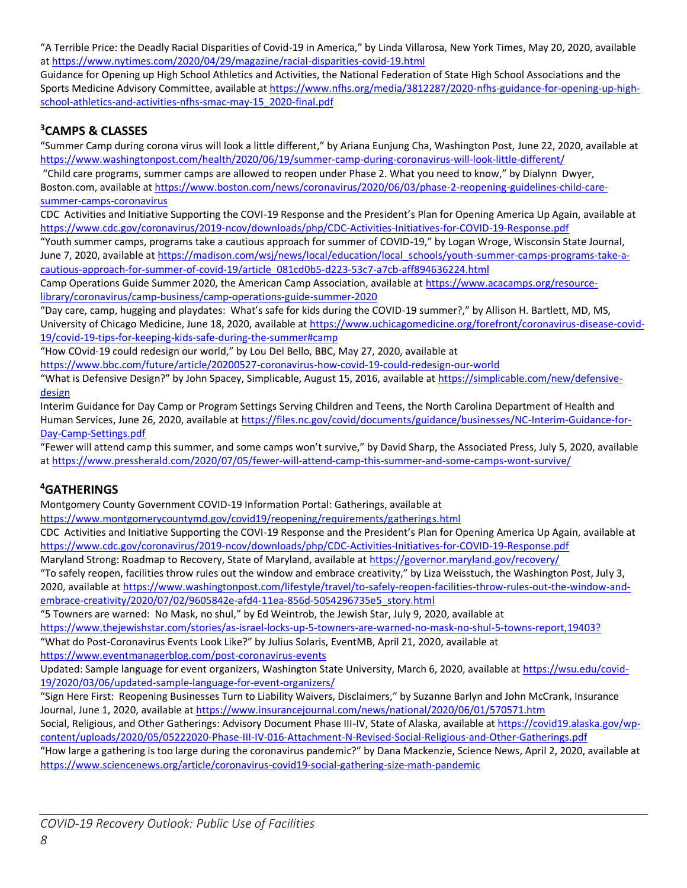"A Terrible Price: the Deadly Racial Disparities of Covid-19 in America," by Linda Villarosa, New York Times, May 20, 2020, available at https://www.nytimes.com/2020/04/29/magazine/racial-disparities-covid-19.html

Guidance for Opening up High School Athletics and Activities, the National Federation of State High School Associations and the Sports Medicine Advisory Committee, available at https://www.nfhs.org/media/3812287/2020-nfhs-guidance-for-opening-up-high-school-athletics-and-activities-nfhs-smac-may-15_2020-final.pdf

## [3]CAMPS & CLASSES

"Summer Camp during corona virus will look a little different," by Ariana Eunjung Cha, Washington Post, June 22, 2020, available at https://www.washingtonpost.com/health/2020/06/19/summer-camp-during-coronavirus-will-look-little-different/

"Child care programs, summer camps are allowed to reopen under Phase 2. What you need to know," by Dialynn Dwyer, Boston.com, available at https://www.boston.com/news/coronavirus/2020/06/03/phase-2-reopening-guidelines-child-care-summer-camps-coronavirus

CDC Activities and Initiative Supporting the COVI-19 Response and the President's Plan for Opening America Up Again, available at https://www.cdc.gov/coronavirus/2019-ncov/downloads/php/CDC-Activities-Initiatives-for-COVID-19-Response.pdf

"Youth summer camps, programs take a cautious approach for summer of COVID-19," by Logan Wroge, Wisconsin State Journal, June 7, 2020, available at https://madison.com/wsj/news/local/education/local_schools/youth-summer-camps-programs-take-a-cautious-approach-for-summer-of-covid-19/article_081cd0b5-d223-53c7-a7cb-aff894636224.html

Camp Operations Guide Summer 2020, the American Camp Association, available at https://www.acacamps.org/resource-library/coronavirus/camp-business/camp-operations-guide-summer-2020

"Day care, camp, hugging and playdates: What's safe for kids during the COVID-19 summer?," by Allison H. Bartlett, MD, MS, University of Chicago Medicine, June 18, 2020, available at https://www.uchicagomedicine.org/forefront/coronavirus-disease-covid-19/covid-19-tips-for-keeping-kids-safe-during-the-summer#camp

"How COvid-19 could redesign our world," by Lou Del Bello, BBC, May 27, 2020, available at https://www.bbc.com/future/article/20200527-coronavirus-how-covid-19-could-redesign-our-world

"What is Defensive Design?" by John Spacey, Simplicable, August 15, 2016, available at https://simplicable.com/new/defensive-design

Interim Guidance for Day Camp or Program Settings Serving Children and Teens, the North Carolina Department of Health and Human Services, June 26, 2020, available at https://files.nc.gov/covid/documents/guidance/businesses/NC-Interim-Guidance-for-Day-Camp-Settings.pdf

"Fewer will attend camp this summer, and some camps won't survive," by David Sharp, the Associated Press, July 5, 2020, available at https://www.pressherald.com/2020/07/05/fewer-will-attend-camp-this-summer-and-some-camps-wont-survive/

## [4]GATHERINGS

Montgomery County Government COVID-19 Information Portal: Gatherings, available at https://www.montgomerycountymd.gov/covid19/reopening/requirements/gatherings.html

CDC Activities and Initiative Supporting the COVI-19 Response and the President's Plan for Opening America Up Again, available at https://www.cdc.gov/coronavirus/2019-ncov/downloads/php/CDC-Activities-Initiatives-for-COVID-19-Response.pdf

Maryland Strong: Roadmap to Recovery, State of Maryland, available at https://governor.maryland.gov/recovery/

"To safely reopen, facilities throw rules out the window and embrace creativity," by Liza Weisstuch, the Washington Post, July 3, 2020, available at https://www.washingtonpost.com/lifestyle/travel/to-safely-reopen-facilities-throw-rules-out-the-window-and-embrace-creativity/2020/07/02/9605842e-afd4-11ea-856d-5054296735e5_story.html

"5 Towners are warned: No Mask, no shul," by Ed Weintrob, the Jewish Star, July 9, 2020, available at https://www.thejewishstar.com/stories/as-israel-locks-up-5-towners-are-warned-no-mask-no-shul-5-towns-report,19403?

"What do Post-Coronavirus Events Look Like?" by Julius Solaris, EventMB, April 21, 2020, available at https://www.eventmanagerblog.com/post-coronavirus-events

Updated: Sample language for event organizers, Washington State University, March 6, 2020, available at https://wsu.edu/covid-19/2020/03/06/updated-sample-language-for-event-organizers/

"Sign Here First: Reopening Businesses Turn to Liability Waivers, Disclaimers," by Suzanne Barlyn and John McCrank, Insurance Journal, June 1, 2020, available at https://www.insurancejournal.com/news/national/2020/06/01/570571.htm

Social, Religious, and Other Gatherings: Advisory Document Phase III-IV, State of Alaska, available at https://covid19.alaska.gov/wp-content/uploads/2020/05/05222020-Phase-III-IV-016-Attachment-N-Revised-Social-Religious-and-Other-Gatherings.pdf

"How large a gathering is too large during the coronavirus pandemic?" by Dana Mackenzie, Science News, April 2, 2020, available at https://www.sciencenews.org/article/coronavirus-covid19-social-gathering-size-math-pandemic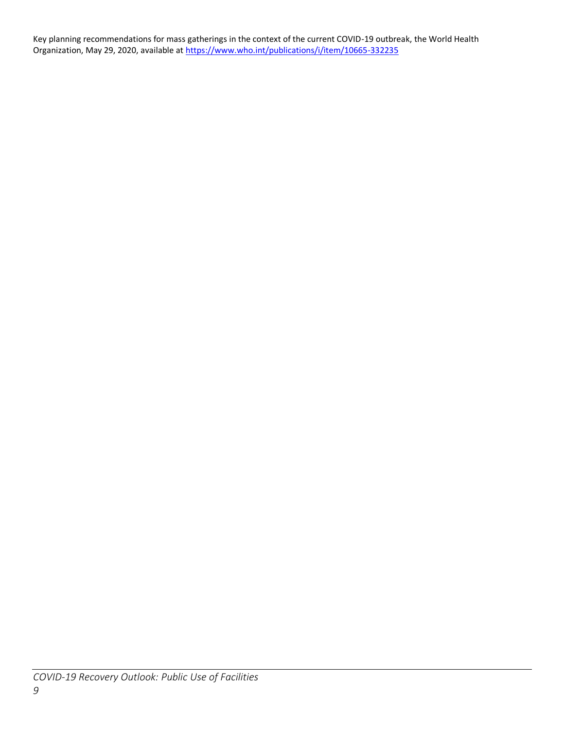Key planning recommendations for mass gatherings in the context of the current COVID-19 outbreak, the World Health Organization, May 29, 2020, available at [https://www.who.int/publications/i/item/10665-332235](https://www.who.int/publications/i/item/10665-332235)